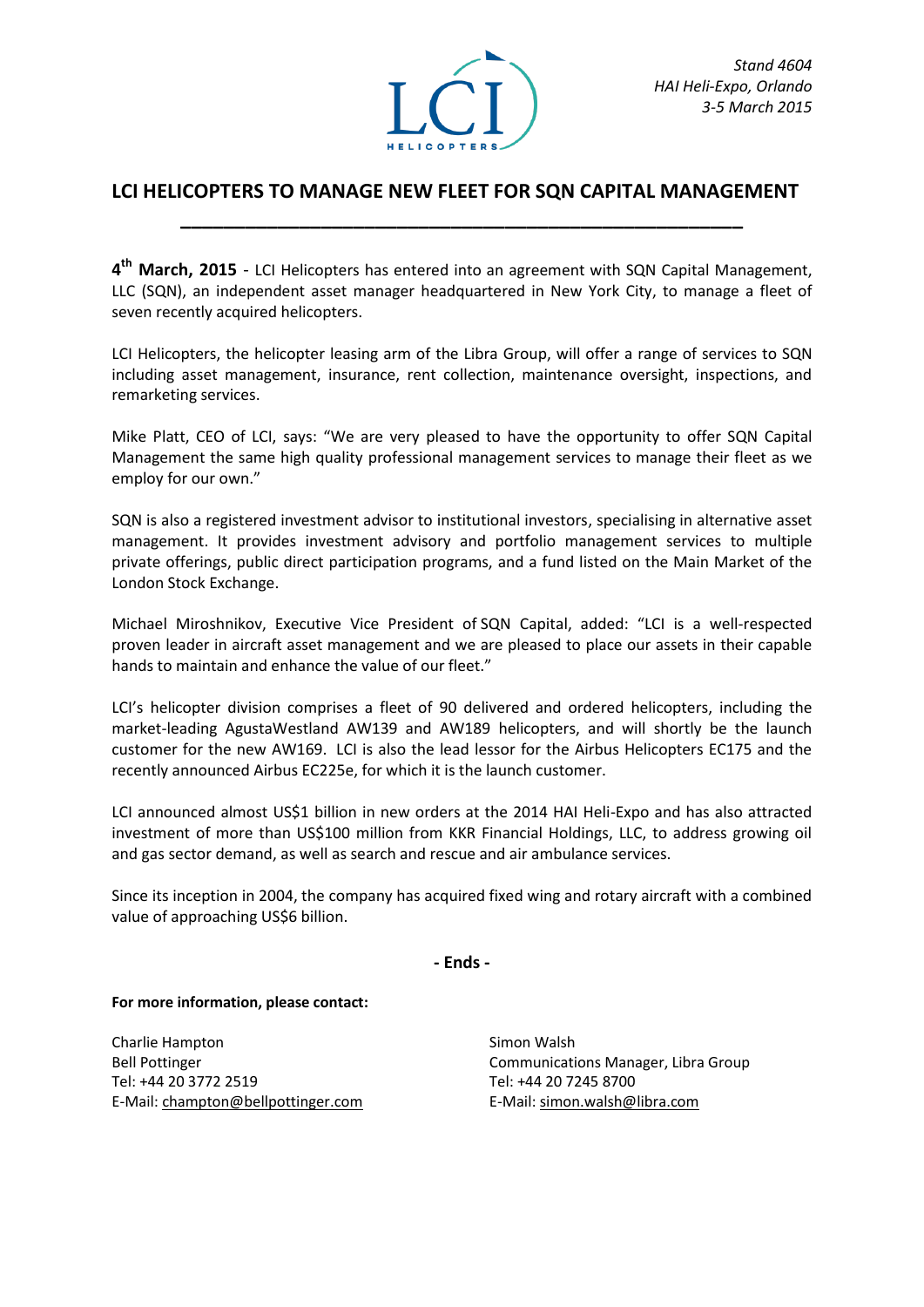*Stand 4604*
*HAI Heli-Expo, Orlando*
*3-5 March 2015*

# LCI HELICOPTERS TO MANAGE NEW FLEET FOR SQN CAPITAL MANAGEMENT

**4th March, 2015** - LCI Helicopters has entered into an agreement with SQN Capital Management, LLC (SQN), an independent asset manager headquartered in New York City, to manage a fleet of seven recently acquired helicopters.

LCI Helicopters, the helicopter leasing arm of the Libra Group, will offer a range of services to SQN including asset management, insurance, rent collection, maintenance oversight, inspections, and remarketing services.

Mike Platt, CEO of LCI, says: "We are very pleased to have the opportunity to offer SQN Capital Management the same high quality professional management services to manage their fleet as we employ for our own."

SQN is also a registered investment advisor to institutional investors, specialising in alternative asset management. It provides investment advisory and portfolio management services to multiple private offerings, public direct participation programs, and a fund listed on the Main Market of the London Stock Exchange.

Michael Miroshnikov, Executive Vice President of SQN Capital, added: "LCI is a well-respected proven leader in aircraft asset management and we are pleased to place our assets in their capable hands to maintain and enhance the value of our fleet."

LCI's helicopter division comprises a fleet of 90 delivered and ordered helicopters, including the market-leading AgustaWestland AW139 and AW189 helicopters, and will shortly be the launch customer for the new AW169. LCI is also the lead lessor for the Airbus Helicopters EC175 and the recently announced Airbus EC225e, for which it is the launch customer.

LCI announced almost US$1 billion in new orders at the 2014 HAI Heli-Expo and has also attracted investment of more than US$100 million from KKR Financial Holdings, LLC, to address growing oil and gas sector demand, as well as search and rescue and air ambulance services.

Since its inception in 2004, the company has acquired fixed wing and rotary aircraft with a combined value of approaching US$6 billion.

**- Ends -**

**For more information, please contact:**

Charlie Hampton
Bell Pottinger
Tel: +44 20 3772 2519
E-Mail: champton@bellpottinger.com

Simon Walsh
Communications Manager, Libra Group
Tel: +44 20 7245 8700
E-Mail: simon.walsh@libra.com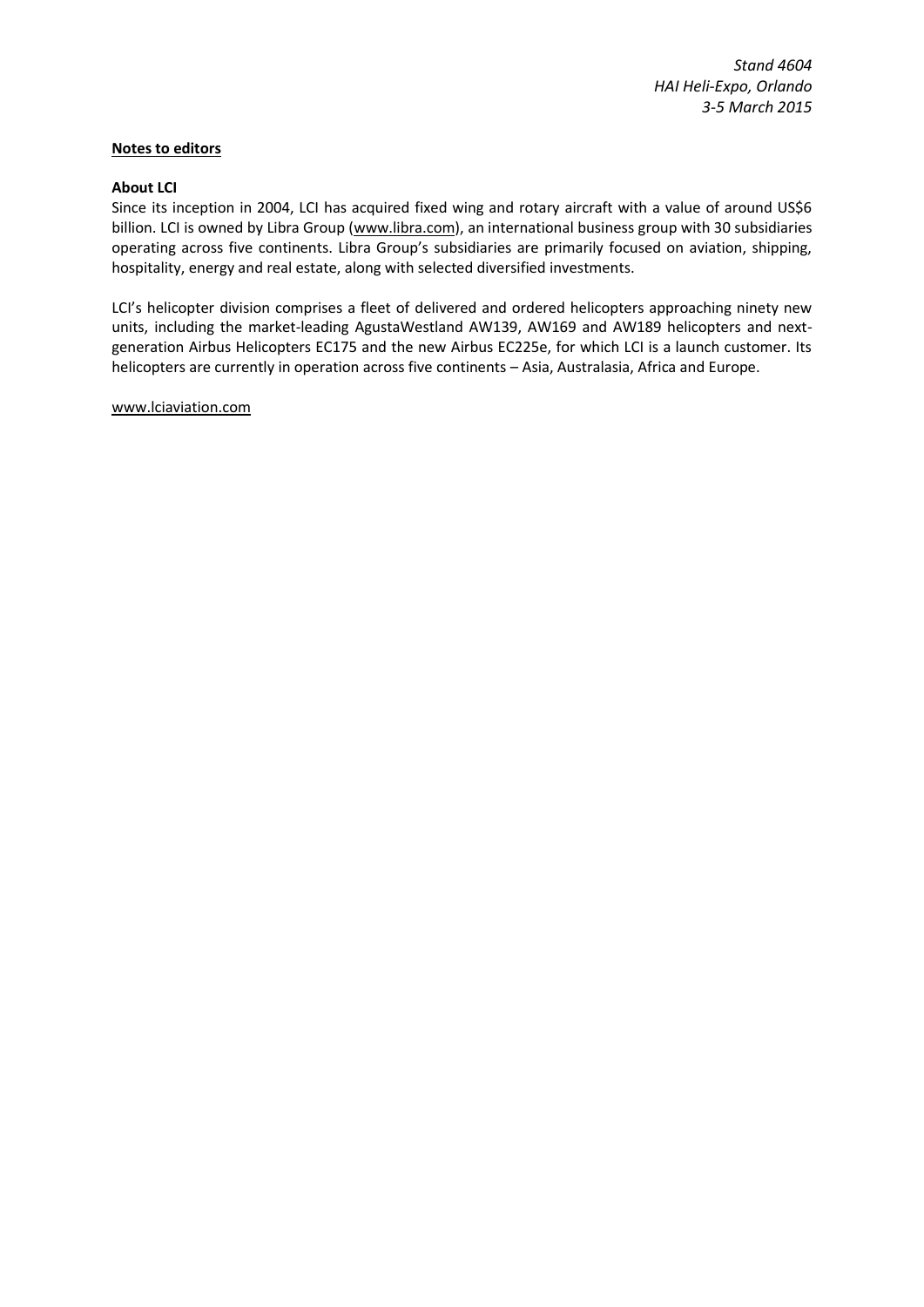*Stand 4604*
*HAI Heli-Expo, Orlando*
*3-5 March 2015*

**Notes to editors**

**About LCI**

Since its inception in 2004, LCI has acquired fixed wing and rotary aircraft with a value of around US$6 billion. LCI is owned by Libra Group (www.libra.com), an international business group with 30 subsidiaries operating across five continents. Libra Group's subsidiaries are primarily focused on aviation, shipping, hospitality, energy and real estate, along with selected diversified investments.

LCI's helicopter division comprises a fleet of delivered and ordered helicopters approaching ninety new units, including the market-leading AgustaWestland AW139, AW169 and AW189 helicopters and next-generation Airbus Helicopters EC175 and the new Airbus EC225e, for which LCI is a launch customer. Its helicopters are currently in operation across five continents – Asia, Australasia, Africa and Europe.

www.lciaviation.com